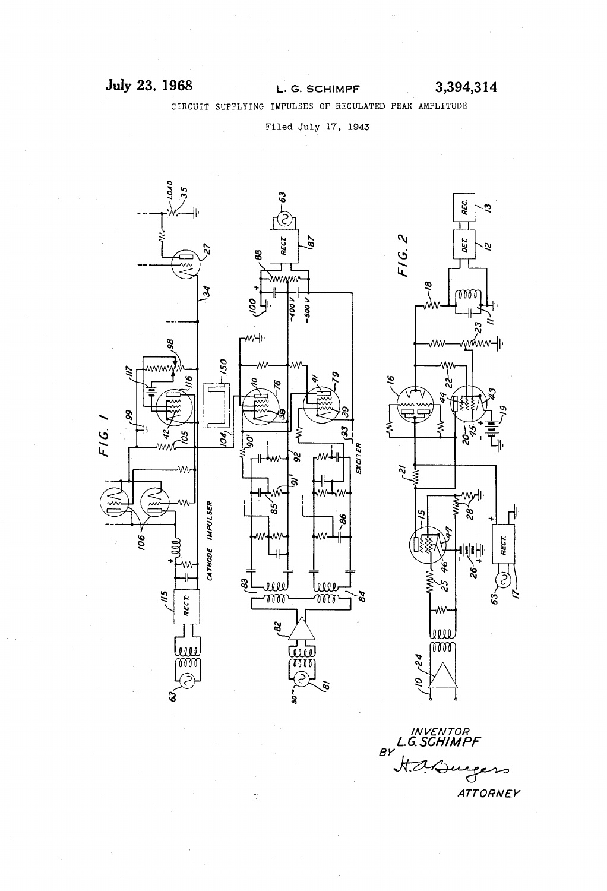July 23, 1968 L. G. SCHIMPF 3,394,314

CIRCUIT SUPPLYING IMPULSES OF REGULATED PEAK AMPLITUDE

Filed July 17, 1943

INVENTOR
L. G. SCHIMPF
BY
H. A. Burgess
ATTORNEY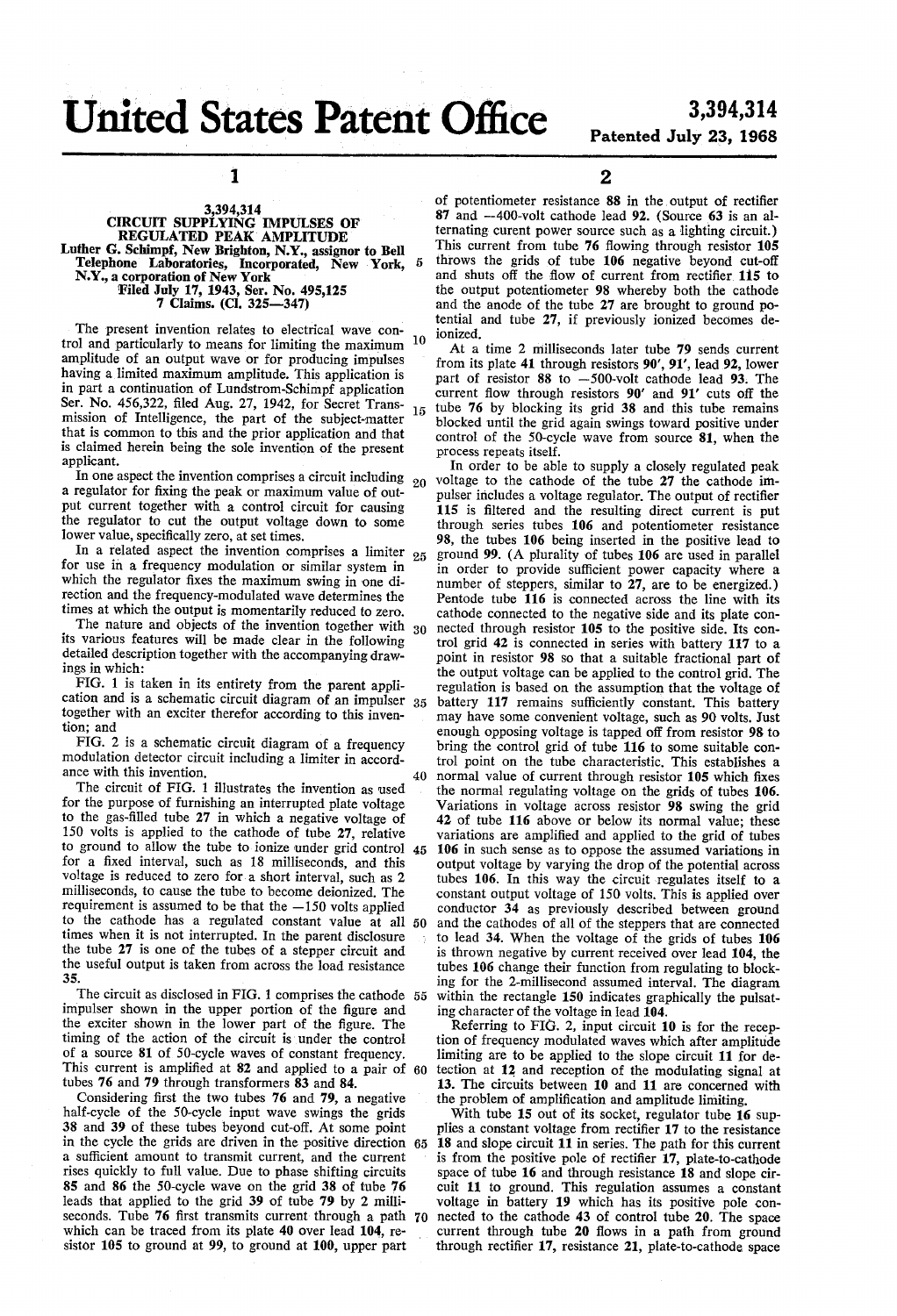# United States Patent Office

**3,394,314**
**Patented July 23, 1968**

**3,394,314**
**CIRCUIT SUPPLYING IMPULSES OF REGULATED PEAK AMPLITUDE**
Luther G. Schimpf, New Brighton, N.Y., assignor to Bell Telephone Laboratories, Incorporated, New York, N.Y., a corporation of New York
Filed July 17, 1943, Ser. No. 495,125
7 Claims. (Cl. 325—347)

The present invention relates to electrical wave control and particularly to means for limiting the maximum amplitude of an output wave or for producing impulses having a limited maximum amplitude. This application is in part a continuation of Lundstrom-Schimpf application Ser. No. 456,322, filed Aug. 27, 1942, for Secret Transmission of Intelligence, the part of the subject-matter that is common to this and the prior application and that is claimed herein being the sole invention of the present applicant.

In one aspect the invention comprises a circuit including a regulator for fixing the peak or maximum value of output current together with a control circuit for causing the regulator to cut the output voltage down to some lower value, specifically zero, at set times.

In a related aspect the invention comprises a limiter for use in a frequency modulation or similar system in which the regulator fixes the maximum swing in one direction and the frequency-modulated wave determines the times at which the output is momentarily reduced to zero.

The nature and objects of the invention together with its various features will be made clear in the following detailed description together with the accompanying drawings in which:

FIG. 1 is taken in its entirety from the parent application and is a schematic circuit diagram of an impulser together with an exciter therefor according to this invention; and

FIG. 2 is a schematic circuit diagram of a frequency modulation detector circuit including a limiter in accordance with this invention.

The circuit of FIG. 1 illustrates the invention as used for the purpose of furnishing an interrupted plate voltage to the gas-filled tube 27 in which a negative voltage of 150 volts is applied to the cathode of tube 27, relative to ground to allow the tube to ionize under grid control for a fixed interval, such as 18 milliseconds, and this voltage is reduced to zero for a short interval, such as 2 milliseconds, to cause the tube to become deionized. The requirement is assumed to be that the −150 volts applied to the cathode has a regulated constant value at all times when it is not interrupted. In the parent disclosure the tube 27 is one of the tubes of a stepper circuit and the useful output is taken from across the load resistance 35.

The circuit as disclosed in FIG. 1 comprises the cathode impulser shown in the upper portion of the figure and the exciter shown in the lower part of the figure. The timing of the action of the circuit is under the control of a source 81 of 50-cycle waves of constant frequency. This current is amplified at 82 and applied to a pair of tubes 76 and 79 through transformers 83 and 84.

Considering first the two tubes 76 and 79, a negative half-cycle of the 50-cycle input wave swings the grids 38 and 39 of these tubes beyond cut-off. At some point in the cycle the grids are driven in the positive direction a sufficient amount to transmit current, and the current rises quickly to full value. Due to phase shifting circuits 85 and 86 the 50-cycle wave on the grid 38 of tube 76 leads that applied to the grid 39 of tube 79 by 2 milliseconds. Tube 76 first transmits current through a path which can be traced from its plate 40 over lead 104, resistor 105 to ground at 99, to ground at 100, upper part of potentiometer resistance 88 in the output of rectifier 87 and −400-volt cathode lead 92. (Source 63 is an alternating current power source such as a lighting circuit.) This current from tube 76 flowing through resistor 105 throws the grids of tube 106 negative beyond cut-off and shuts off the flow of current from rectifier 115 to the output potentiometer 98 whereby both the cathode and the anode of the tube 27 are brought to ground potential and tube 27, if previously ionized becomes deionized.

At a time 2 milliseconds later tube 79 sends current from its plate 41 through resistors 90′, 91′, lead 92, lower part of resistor 88 to −500-volt cathode lead 93. The current flow through resistors 90′ and 91′ cuts off the tube 76 by blocking its grid 38 and this tube remains blocked until the grid again swings toward positive under control of the 50-cycle wave from source 81, when the process repeats itself.

In order to be able to supply a closely regulated peak voltage to the cathode of the tube 27 the cathode impulser includes a voltage regulator. The output of rectifier 115 is filtered and the resulting direct current is put through series tubes 106 and potentiometer resistance 98, the tubes 106 being inserted in the positive lead to ground 99. (A plurality of tubes 106 are used in parallel in order to provide sufficient power capacity where a number of steppers, similar to 27, are to be energized.) Pentode tube 116 is connected across the line with its cathode connected to the negative side and its plate connected through resistor 105 to the positive side. Its control grid 42 is connected in series with battery 117 to a point in resistor 98 so that a suitable fractional part of the output voltage can be applied to the control grid. The regulation is based on the assumption that the voltage of battery 117 remains sufficiently constant. This battery may have some convenient voltage, such as 90 volts. Just enough opposing voltage is tapped off from resistor 98 to bring the control grid of tube 116 to some suitable control point on the tube characteristic. This establishes a normal value of current through resistor 105 which fixes the normal regulating voltage on the grids of tubes 106. Variations in voltage across resistor 98 swing the grid 42 of tube 116 above or below its normal value; these variations are amplified and applied to the grid of tubes 106 in such sense as to oppose the assumed variations in output voltage by varying the drop of the potential across tubes 106. In this way the circuit regulates itself to a constant output voltage of 150 volts. This is applied over conductor 34 as previously described between ground and the cathodes of all of the steppers that are connected to lead 34. When the voltage of the grids of tubes 106 is thrown negative by current received over lead 104, the tubes 106 change their function from regulating to blocking for the 2-millisecond assumed interval. The diagram within the rectangle 150 indicates graphically the pulsating character of the voltage in lead 104.

Referring to FIG. 2, input circuit 10 is for the reception of frequency modulated waves which after amplitude limiting are to be applied to the slope circuit 11 for detection at 12 and reception of the modulating signal at 13. The circuits between 10 and 11 are concerned with the problem of amplification and amplitude limiting.

With tube 15 out of its socket, regulator tube 16 supplies a constant voltage from rectifier 17 to the resistance 18 and slope circuit 11 in series. The path for this current is from the positive pole of rectifier 17, plate-to-cathode space of tube 16 and through resistance 18 and slope circuit 11 to ground. This regulation assumes a constant voltage in battery 19 which has its positive pole connected to the cathode 43 of control tube 20. The space current through tube 20 flows in a path from ground through rectifier 17, resistance 21, plate-to-cathode space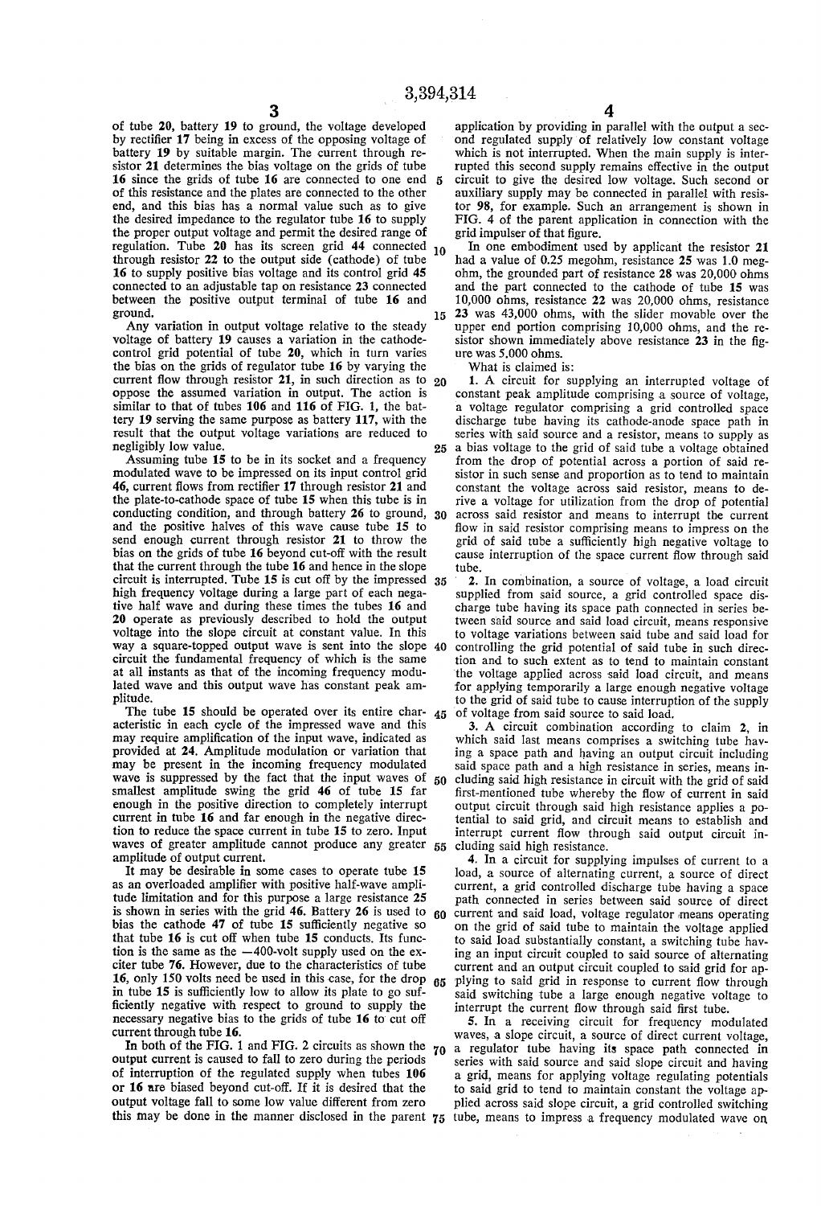of tube **20**, battery **19** to ground, the voltage developed by rectifier **17** being in excess of the opposing voltage of battery **19** by suitable margin. The current through resistor **21** determines the bias voltage on the grids of tube **16** since the grids of tube **16** are connected to one end of this resistance and the plates are connected to the other end, and this bias has a normal value such as to give the desired impedance to the regulator tube **16** to supply the proper output voltage and permit the desired range of regulation. Tube **20** has its screen grid **44** connected through resistor **22** to the output side (cathode) of tube **16** to supply positive bias voltage and its control grid **45** connected to an adjustable tap on resistance **23** connected between the positive output terminal of tube **16** and ground.

Any variation in output voltage relative to the steady voltage of battery **19** causes a variation in the cathode-control grid potential of tube **20**, which in turn varies the bias on the grids of regulator tube **16** by varying the current flow through resistor **21**, in such direction as to oppose the assumed variation in output. The action is similar to that of tubes **106** and **116** of FIG. 1, the battery **19** serving the same purpose as battery **117**, with the result that the output voltage variations are reduced to negligibly low value.

Assuming tube **15** to be in its socket and a frequency modulated wave to be impressed on its input control grid **46**, current flows from rectifier **17** through resistor **21** and the plate-to-cathode space of tube **15** when this tube is in conducting condition, and through battery **26** to ground, and the positive halves of this wave cause tube **15** to send enough current through resistor **21** to throw the bias on the grids of tube **16** beyond cut-off with the result that the current through the tube **16** and hence in the slope circuit is interrupted. Tube **15** is cut off by the impressed high frequency voltage during a large part of each negative half wave and during these times the tubes **16** and **20** operate as previously described to hold the output voltage into the slope circuit at constant value. In this way a square-topped output wave is sent into the slope circuit the fundamental frequency of which is the same at all instants as that of the incoming frequency modulated wave and this output wave has constant peak amplitude.

The tube **15** should be operated over its entire characteristic in each cycle of the impressed wave and this may require amplification of the input wave, indicated as provided at **24**. Amplitude modulation or variation that may be present in the incoming frequency modulated wave is suppressed by the fact that the input waves of smallest amplitude swing the grid **46** of tube **15** far enough in the positive direction to completely interrupt current in tube **16** and far enough in the negative direction to reduce the space current in tube **15** to zero. Input waves of greater amplitude cannot produce any greater amplitude of output current.

It may be desirable in some cases to operate tube **15** as an overloaded amplifier with positive half-wave amplitude limitation and for this purpose a large resistance **25** is shown in series with the grid **46**. Battery **26** is used to bias the cathode **47** of tube **15** sufficiently negative so that tube **16** is cut off when tube **15** conducts. Its function is the same as the −400-volt supply used on the exciter tube **76**. However, due to the characteristics of tube **16**, only 150 volts need be used in this case, for the drop in tube **15** is sufficiently low to allow its plate to go sufficiently negative with respect to ground to supply the necessary negative bias to the grids of tube **16** to cut off current through tube **16**.

In both of the FIG. 1 and FIG. 2 circuits as shown the output current is caused to fall to zero during the periods of interruption of the regulated supply when tubes **106** or **16** are biased beyond cut-off. If it is desired that the output voltage fall to some low value different from zero this may be done in the manner disclosed in the parent application by providing in parallel with the output a second regulated supply of relatively low constant voltage which is not interrupted. When the main supply is interrupted this second supply remains effective in the output circuit to give the desired low voltage. Such second or auxiliary supply may be connected in parallel with resistor **98**, for example. Such an arrangement is shown in FIG. 4 of the parent application in connection with the grid impulser of that figure.

In one embodiment used by applicant the resistor **21** had a value of 0.25 megohm, resistance **25** was 1.0 megohm, the grounded part of resistance **28** was 20,000 ohms and the part connected to the cathode of tube **15** was 10,000 ohms, resistance **22** was 20,000 ohms, resistance **23** was 43,000 ohms, with the slider movable over the upper end portion comprising 10,000 ohms, and the resistor shown immediately above resistance **23** in the figure was 5,000 ohms.

What is claimed is:

1. A circuit for supplying an interrupted voltage of constant peak amplitude comprising a source of voltage, a voltage regulator comprising a grid controlled space discharge tube having its cathode-anode space path in series with said source and a resistor, means to supply as a bias voltage to the grid of said tube a voltage obtained from the drop of potential across a portion of said resistor in such sense and proportion as to tend to maintain constant the voltage across said resistor, means to derive a voltage for utilization from the drop of potential across said resistor and means to interrupt the current flow in said resistor comprising means to impress on the grid of said tube a sufficiently high negative voltage to cause interruption of the space current flow through said tube.

2. In combination, a source of voltage, a load circuit supplied from said source, a grid controlled space discharge tube having its space path connected in series between said source and said load circuit, means responsive to voltage variations between said tube and said load for controlling the grid potential of said tube in such direction and to such extent as to tend to maintain constant the voltage applied across said load circuit, and means for applying temporarily a large enough negative voltage to the grid of said tube to cause interruption of the supply of voltage from said source to said load.

3. A circuit combination according to claim 2, in which said last means comprises a switching tube having a space path and having an output circuit including said space path and a high resistance in series, means including said high resistance in circuit with the grid of said first-mentioned tube whereby the flow of current in said output circuit through said high resistance applies a potential to said grid, and circuit means to establish and interrupt current flow through said output circuit including said high resistance.

4. In a circuit for supplying impulses of current to a load, a source of alternating current, a source of direct current, a grid controlled discharge tube having a space path connected in series between said source of direct current and said load, voltage regulator means operating on the grid of said tube to maintain the voltage applied to said load substantially constant, a switching tube having an input circuit coupled to said source of alternating current and an output circuit coupled to said grid for applying to said grid in response to current flow through said switching tube a large enough negative voltage to interrupt the current flow through said first tube.

5. In a receiving circuit for frequency modulated waves, a slope circuit, a source of direct current voltage, a regulator tube having its space path connected in series with said source and said slope circuit and having a grid, means for applying voltage regulating potentials to said grid to tend to maintain constant the voltage applied across said slope circuit, a grid controlled switching tube, means to impress a frequency modulated wave on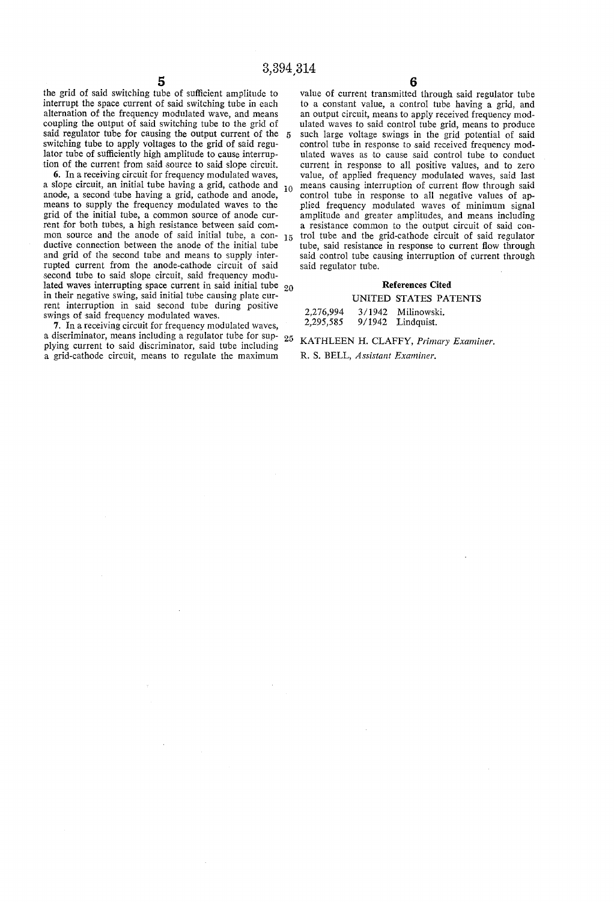the grid of said switching tube of sufficient amplitude to interrupt the space current of said switching tube in each alternation of the frequency modulated wave, and means coupling the output of said switching tube to the grid of said regulator tube for causing the output current of the switching tube to apply voltages to the grid of said regulator tube of sufficiently high amplitude to cause interruption of the current from said source to said slope circuit.

6. In a receiving circuit for frequency modulated waves, a slope circuit, an initial tube having a grid, cathode and anode, a second tube having a grid, cathode and anode, means to supply the frequency modulated waves to the grid of the initial tube, a common source of anode current for both tubes, a high resistance between said common source and the anode of said initial tube, a conductive connection between the anode of the initial tube and grid of the second tube and means to supply interrupted current from the anode-cathode circuit of said second tube to said slope circuit, said frequency modulated waves interrupting space current in said initial tube in their negative swing, said initial tube causing plate current interruption in said second tube during positive swings of said frequency modulated waves.

7. In a receiving circuit for frequency modulated waves, a discriminator, means including a regulator tube for supplying current to said discriminator, said tube including a grid-cathode circuit, means to regulate the maximum value of current transmitted through said regulator tube to a constant value, a control tube having a grid, and an output circuit, means to apply received frequency modulated waves to said control tube grid, means to produce such large voltage swings in the grid potential of said control tube in response to said received frequency modulated waves as to cause said control tube to conduct current in response to all positive values, and to zero value, of applied frequency modulated waves, said last means causing interruption of current flow through said control tube in response to all negative values of applied frequency modulated waves of minimum signal amplitude and greater amplitudes, and means including a resistance common to the output circuit of said control tube and the grid-cathode circuit of said regulator tube, said resistance in response to current flow through said control tube causing interruption of current through said regulator tube.

## References Cited

UNITED STATES PATENTS

| | | |
|---|---|---|
| 2,276,994 | 3/1942 | Milinowski. |
| 2,295,585 | 9/1942 | Lindquist. |

KATHLEEN H. CLAFFY, *Primary Examiner.*

R. S. BELL, *Assistant Examiner.*